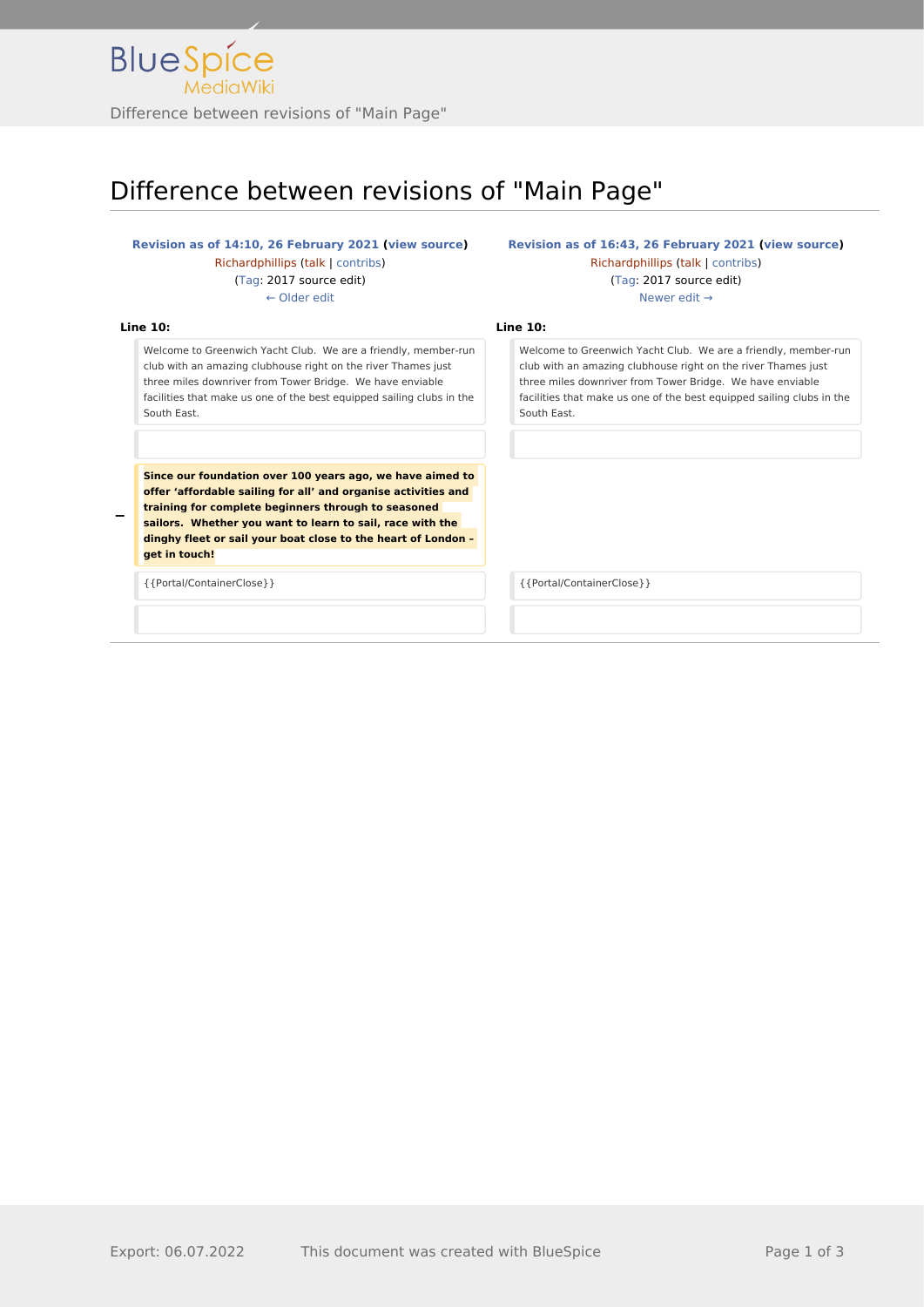# Difference between revisions of "Main Page"

| Revision as of 14:10, 26 February 2021 (view source) Richardphillips (talk \| contribs) (Tag: 2017 source edit) ← Older edit | | Revision as of 16:43, 26 February 2021 (view source) Richardphillips (talk \| contribs) (Tag: 2017 source edit) Newer edit → |
|---|---|---|
| **Line 10:** | | **Line 10:** |
| Welcome to Greenwich Yacht Club. We are a friendly, member-run club with an amazing clubhouse right on the river Thames just three miles downriver from Tower Bridge. We have enviable facilities that make us one of the best equipped sailing clubs in the South East. | | Welcome to Greenwich Yacht Club. We are a friendly, member-run club with an amazing clubhouse right on the river Thames just three miles downriver from Tower Bridge. We have enviable facilities that make us one of the best equipped sailing clubs in the South East. |
| | | |
| **Since our foundation over 100 years ago, we have aimed to offer 'affordable sailing for all' and organise activities and training for complete beginners through to seasoned sailors. Whether you want to learn to sail, race with the dinghy fleet or sail your boat close to the heart of London – get in touch!** | − | |
| {{Portal/ContainerClose}} | | {{Portal/ContainerClose}} |
| | | |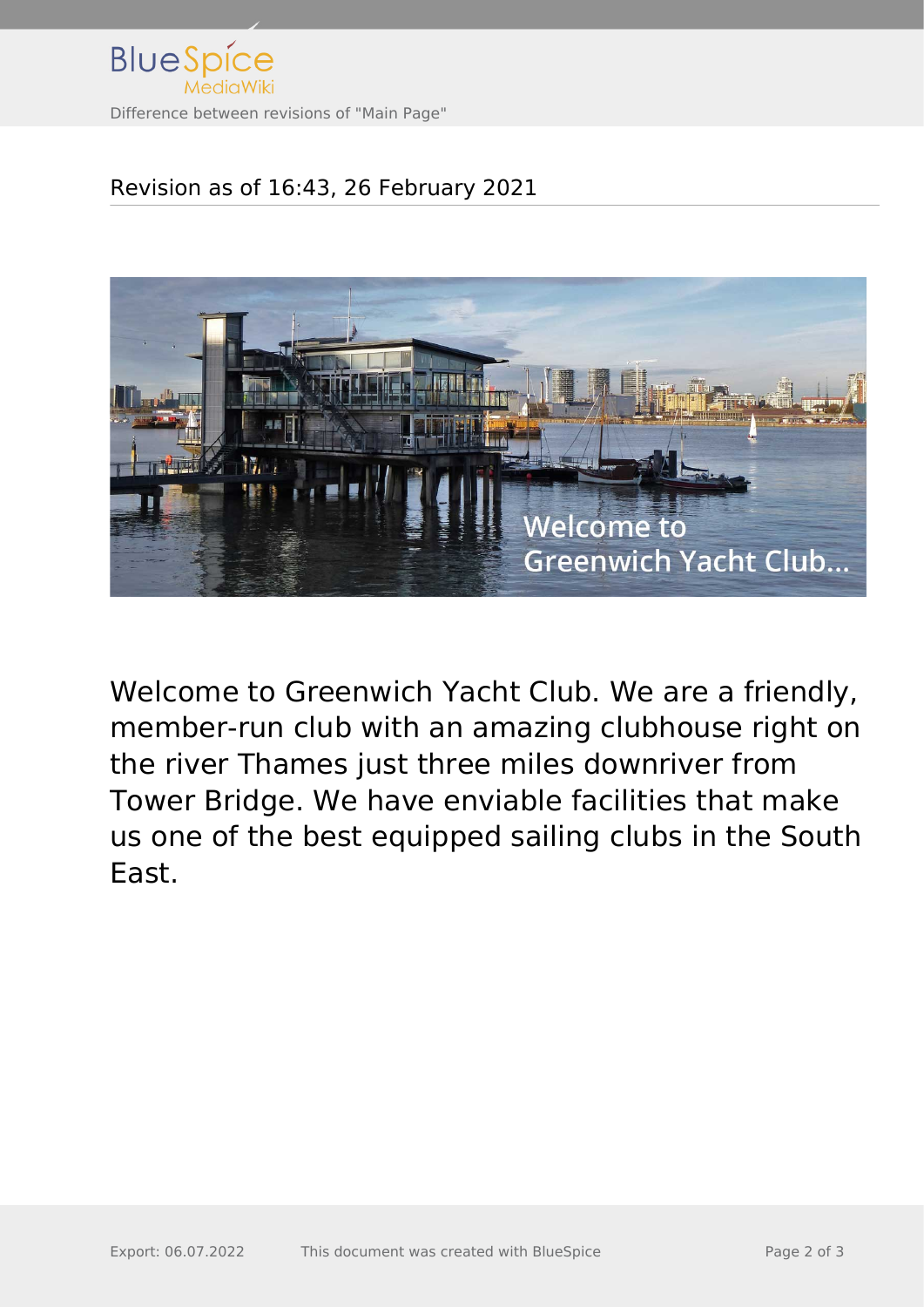Revision as of 16:43, 26 February 2021

Welcome to Greenwich Yacht Club. We are a friendly, member-run club with an amazing clubhouse right on the river Thames just three miles downriver from Tower Bridge. We have enviable facilities that make us one of the best equipped sailing clubs in the South East.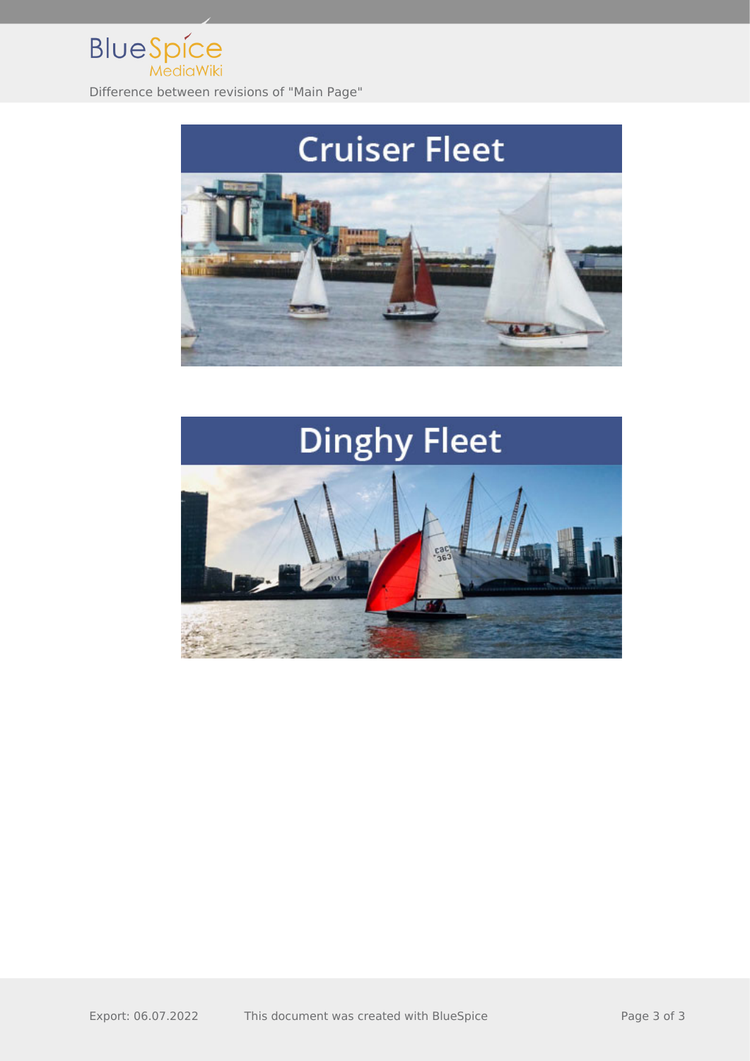Cruiser Fleet

Dinghy Fleet